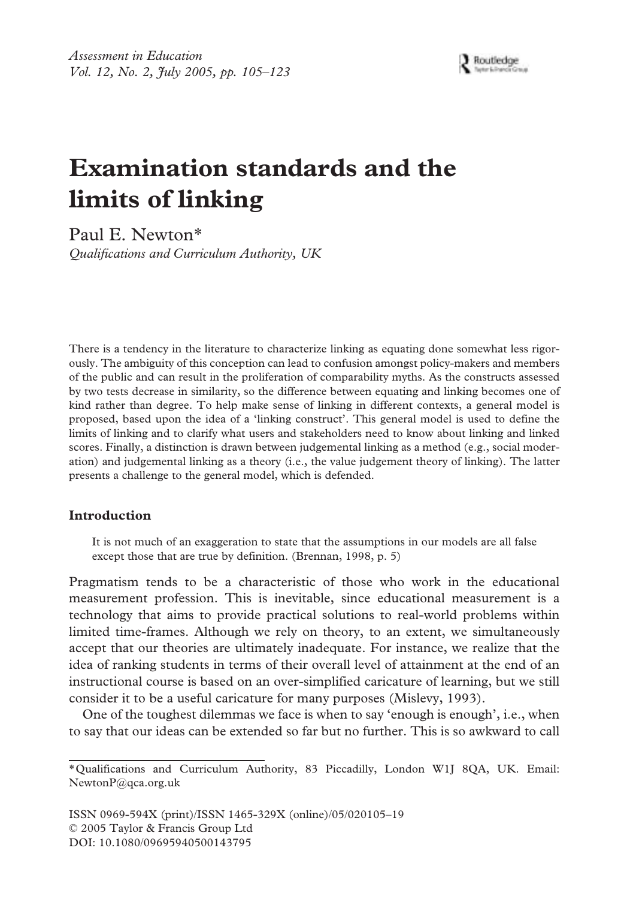# Examination standards and the limits of linking

Paul E. Newton*

*Qualifications and Curriculum Authority, UK*

There is a tendency in the literature to characterize linking as equating done somewhat less rigorously. The ambiguity of this conception can lead to confusion amongst policy-makers and members of the public and can result in the proliferation of comparability myths. As the constructs assessed by two tests decrease in similarity, so the difference between equating and linking becomes one of kind rather than degree. To help make sense of linking in different contexts, a general model is proposed, based upon the idea of a 'linking construct'. This general model is used to define the limits of linking and to clarify what users and stakeholders need to know about linking and linked scores. Finally, a distinction is drawn between judgemental linking as a method (e.g., social moderation) and judgemental linking as a theory (i.e., the value judgement theory of linking). The latter presents a challenge to the general model, which is defended.

## Introduction

> It is not much of an exaggeration to state that the assumptions in our models are all false except those that are true by definition. (Brennan, 1998, p. 5)

Pragmatism tends to be a characteristic of those who work in the educational measurement profession. This is inevitable, since educational measurement is a technology that aims to provide practical solutions to real-world problems within limited time-frames. Although we rely on theory, to an extent, we simultaneously accept that our theories are ultimately inadequate. For instance, we realize that the idea of ranking students in terms of their overall level of attainment at the end of an instructional course is based on an over-simplified caricature of learning, but we still consider it to be a useful caricature for many purposes (Mislevy, 1993).

One of the toughest dilemmas we face is when to say 'enough is enough', i.e., when to say that our ideas can be extended so far but no further. This is so awkward to call

*Qualifications and Curriculum Authority, 83 Piccadilly, London W1J 8QA, UK. Email: NewtonP@qca.org.uk

ISSN 0969-594X (print)/ISSN 1465-329X (online)/05/020105–19
© 2005 Taylor & Francis Group Ltd
DOI: 10.1080/09695940500143795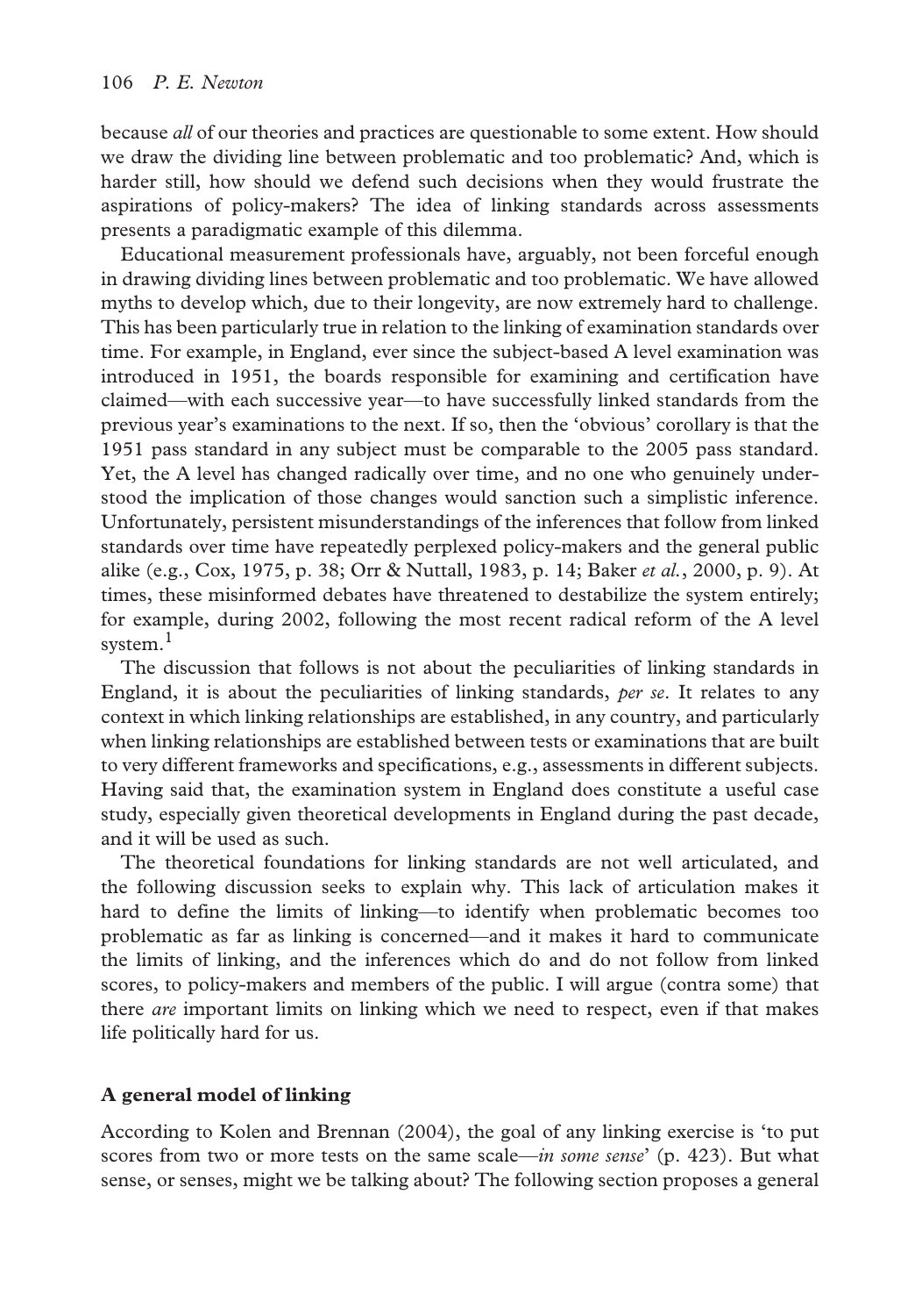because *all* of our theories and practices are questionable to some extent. How should we draw the dividing line between problematic and too problematic? And, which is harder still, how should we defend such decisions when they would frustrate the aspirations of policy-makers? The idea of linking standards across assessments presents a paradigmatic example of this dilemma.

Educational measurement professionals have, arguably, not been forceful enough in drawing dividing lines between problematic and too problematic. We have allowed myths to develop which, due to their longevity, are now extremely hard to challenge. This has been particularly true in relation to the linking of examination standards over time. For example, in England, ever since the subject-based A level examination was introduced in 1951, the boards responsible for examining and certification have claimed—with each successive year—to have successfully linked standards from the previous year's examinations to the next. If so, then the 'obvious' corollary is that the 1951 pass standard in any subject must be comparable to the 2005 pass standard. Yet, the A level has changed radically over time, and no one who genuinely understood the implication of those changes would sanction such a simplistic inference. Unfortunately, persistent misunderstandings of the inferences that follow from linked standards over time have repeatedly perplexed policy-makers and the general public alike (e.g., Cox, 1975, p. 38; Orr & Nuttall, 1983, p. 14; Baker *et al.*, 2000, p. 9). At times, these misinformed debates have threatened to destabilize the system entirely; for example, during 2002, following the most recent radical reform of the A level system.[1]

The discussion that follows is not about the peculiarities of linking standards in England, it is about the peculiarities of linking standards, *per se*. It relates to any context in which linking relationships are established, in any country, and particularly when linking relationships are established between tests or examinations that are built to very different frameworks and specifications, e.g., assessments in different subjects. Having said that, the examination system in England does constitute a useful case study, especially given theoretical developments in England during the past decade, and it will be used as such.

The theoretical foundations for linking standards are not well articulated, and the following discussion seeks to explain why. This lack of articulation makes it hard to define the limits of linking—to identify when problematic becomes too problematic as far as linking is concerned—and it makes it hard to communicate the limits of linking, and the inferences which do and do not follow from linked scores, to policy-makers and members of the public. I will argue (contra some) that there *are* important limits on linking which we need to respect, even if that makes life politically hard for us.

## A general model of linking

According to Kolen and Brennan (2004), the goal of any linking exercise is 'to put scores from two or more tests on the same scale—*in some sense*' (p. 423). But what sense, or senses, might we be talking about? The following section proposes a general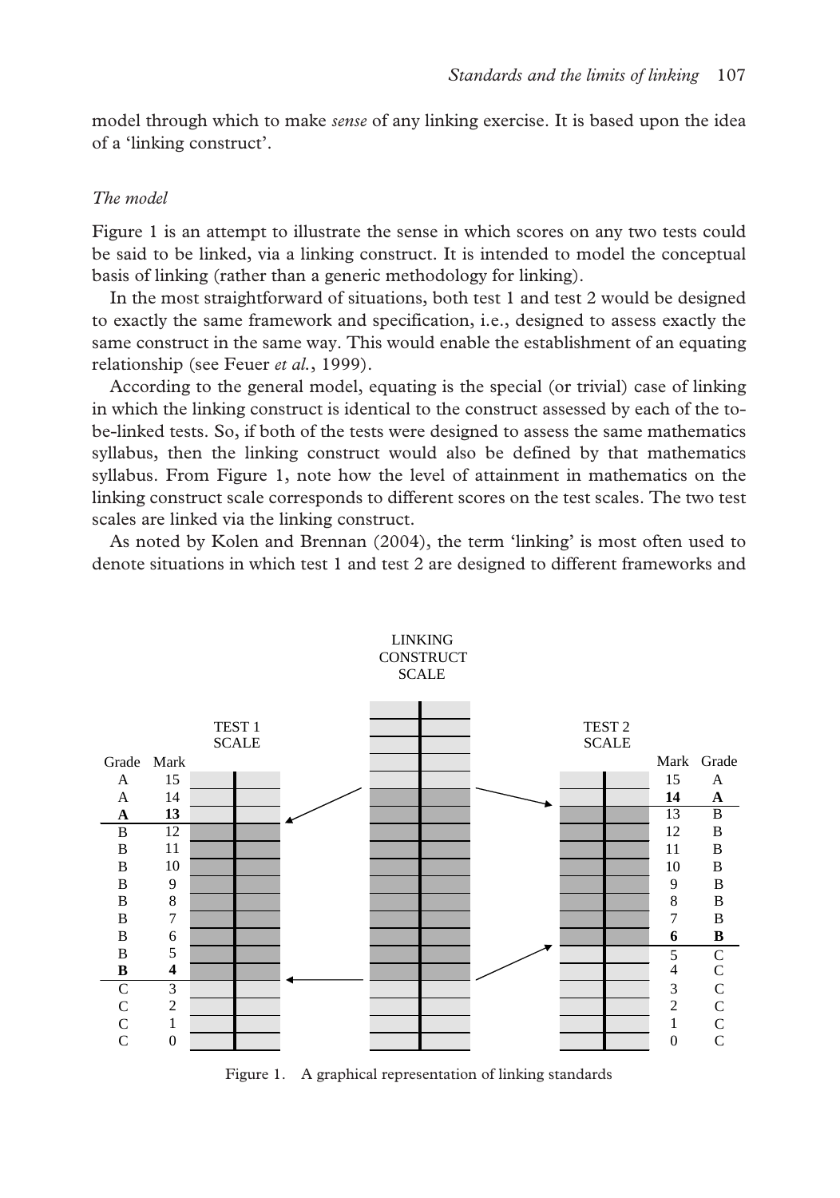model through which to make *sense* of any linking exercise. It is based upon the idea of a 'linking construct'.

### *The model*

Figure 1 is an attempt to illustrate the sense in which scores on any two tests could be said to be linked, via a linking construct. It is intended to model the conceptual basis of linking (rather than a generic methodology for linking).

In the most straightforward of situations, both test 1 and test 2 would be designed to exactly the same framework and specification, i.e., designed to assess exactly the same construct in the same way. This would enable the establishment of an equating relationship (see Feuer *et al.*, 1999).

According to the general model, equating is the special (or trivial) case of linking in which the linking construct is identical to the construct assessed by each of the to-be-linked tests. So, if both of the tests were designed to assess the same mathematics syllabus, then the linking construct would also be defined by that mathematics syllabus. From Figure 1, note how the level of attainment in mathematics on the linking construct scale corresponds to different scores on the test scales. The two test scales are linked via the linking construct.

As noted by Kolen and Brennan (2004), the term 'linking' is most often used to denote situations in which test 1 and test 2 are designed to different frameworks and

Figure 1. A graphical representation of linking standards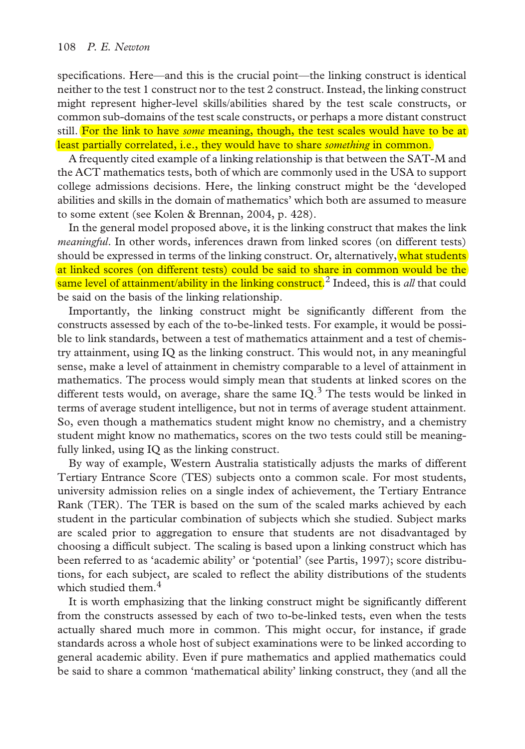specifications. Here—and this is the crucial point—the linking construct is identical neither to the test 1 construct nor to the test 2 construct. Instead, the linking construct might represent higher-level skills/abilities shared by the test scale constructs, or common sub-domains of the test scale constructs, or perhaps a more distant construct still. For the link to have *some* meaning, though, the test scales would have to be at least partially correlated, i.e., they would have to share *something* in common.

A frequently cited example of a linking relationship is that between the SAT-M and the ACT mathematics tests, both of which are commonly used in the USA to support college admissions decisions. Here, the linking construct might be the 'developed abilities and skills in the domain of mathematics' which both are assumed to measure to some extent (see Kolen & Brennan, 2004, p. 428).

In the general model proposed above, it is the linking construct that makes the link *meaningful*. In other words, inferences drawn from linked scores (on different tests) should be expressed in terms of the linking construct. Or, alternatively, what students at linked scores (on different tests) could be said to share in common would be the same level of attainment/ability in the linking construct.[2] Indeed, this is *all* that could be said on the basis of the linking relationship.

Importantly, the linking construct might be significantly different from the constructs assessed by each of the to-be-linked tests. For example, it would be possible to link standards, between a test of mathematics attainment and a test of chemistry attainment, using IQ as the linking construct. This would not, in any meaningful sense, make a level of attainment in chemistry comparable to a level of attainment in mathematics. The process would simply mean that students at linked scores on the different tests would, on average, share the same IQ.[3] The tests would be linked in terms of average student intelligence, but not in terms of average student attainment. So, even though a mathematics student might know no chemistry, and a chemistry student might know no mathematics, scores on the two tests could still be meaningfully linked, using IQ as the linking construct.

By way of example, Western Australia statistically adjusts the marks of different Tertiary Entrance Score (TES) subjects onto a common scale. For most students, university admission relies on a single index of achievement, the Tertiary Entrance Rank (TER). The TER is based on the sum of the scaled marks achieved by each student in the particular combination of subjects which she studied. Subject marks are scaled prior to aggregation to ensure that students are not disadvantaged by choosing a difficult subject. The scaling is based upon a linking construct which has been referred to as 'academic ability' or 'potential' (see Partis, 1997); score distributions, for each subject, are scaled to reflect the ability distributions of the students which studied them.[4]

It is worth emphasizing that the linking construct might be significantly different from the constructs assessed by each of two to-be-linked tests, even when the tests actually shared much more in common. This might occur, for instance, if grade standards across a whole host of subject examinations were to be linked according to general academic ability. Even if pure mathematics and applied mathematics could be said to share a common 'mathematical ability' linking construct, they (and all the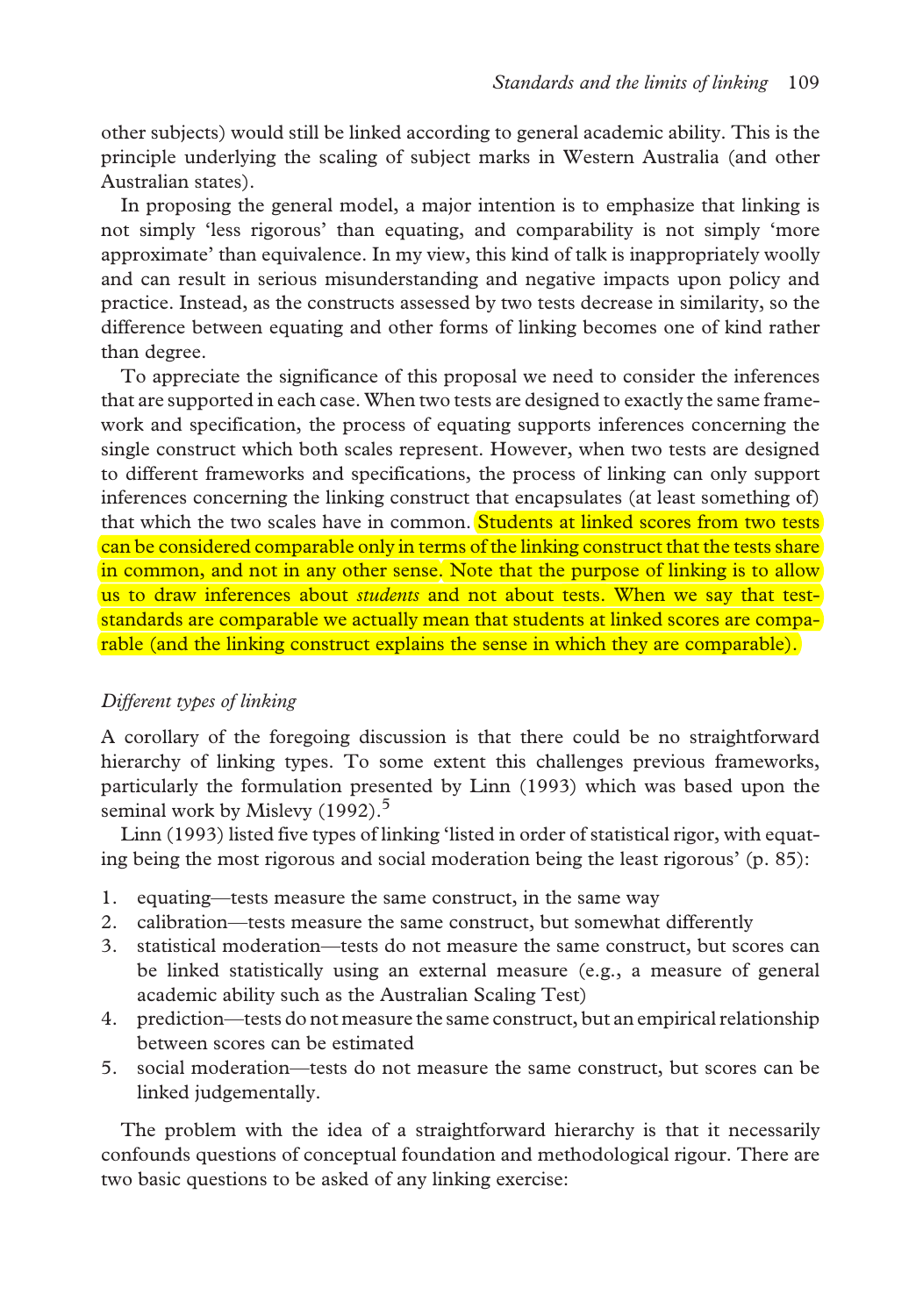other subjects) would still be linked according to general academic ability. This is the principle underlying the scaling of subject marks in Western Australia (and other Australian states).

In proposing the general model, a major intention is to emphasize that linking is not simply 'less rigorous' than equating, and comparability is not simply 'more approximate' than equivalence. In my view, this kind of talk is inappropriately woolly and can result in serious misunderstanding and negative impacts upon policy and practice. Instead, as the constructs assessed by two tests decrease in similarity, so the difference between equating and other forms of linking becomes one of kind rather than degree.

To appreciate the significance of this proposal we need to consider the inferences that are supported in each case. When two tests are designed to exactly the same framework and specification, the process of equating supports inferences concerning the single construct which both scales represent. However, when two tests are designed to different frameworks and specifications, the process of linking can only support inferences concerning the linking construct that encapsulates (at least something of) that which the two scales have in common. Students at linked scores from two tests can be considered comparable only in terms of the linking construct that the tests share in common, and not in any other sense. Note that the purpose of linking is to allow us to draw inferences about *students* and not about tests. When we say that test-standards are comparable we actually mean that students at linked scores are comparable (and the linking construct explains the sense in which they are comparable).

### *Different types of linking*

A corollary of the foregoing discussion is that there could be no straightforward hierarchy of linking types. To some extent this challenges previous frameworks, particularly the formulation presented by Linn (1993) which was based upon the seminal work by Mislevy (1992).[5]

Linn (1993) listed five types of linking 'listed in order of statistical rigor, with equating being the most rigorous and social moderation being the least rigorous' (p. 85):

1. equating—tests measure the same construct, in the same way
2. calibration—tests measure the same construct, but somewhat differently
3. statistical moderation—tests do not measure the same construct, but scores can be linked statistically using an external measure (e.g., a measure of general academic ability such as the Australian Scaling Test)
4. prediction—tests do not measure the same construct, but an empirical relationship between scores can be estimated
5. social moderation—tests do not measure the same construct, but scores can be linked judgementally.

The problem with the idea of a straightforward hierarchy is that it necessarily confounds questions of conceptual foundation and methodological rigour. There are two basic questions to be asked of any linking exercise: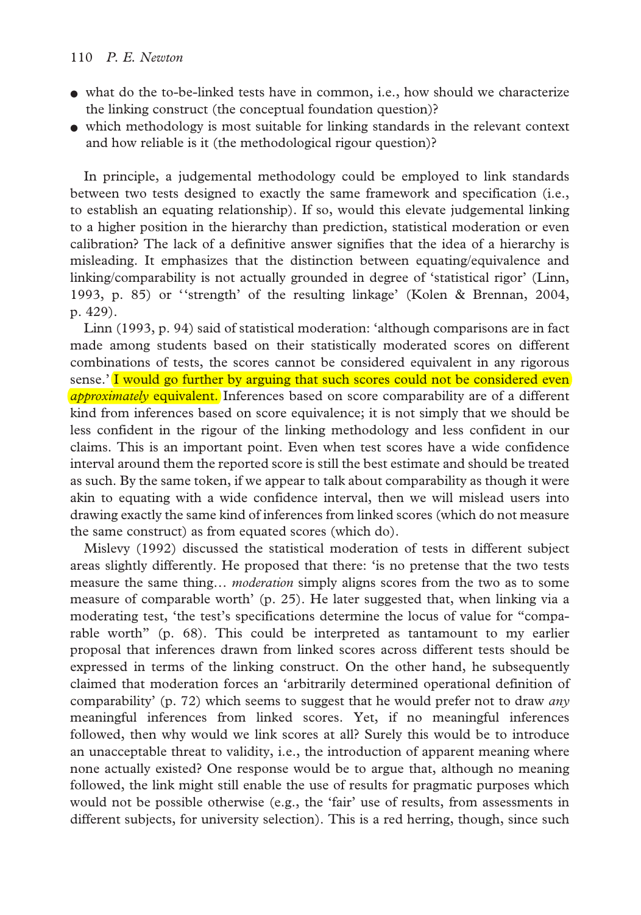- what do the to-be-linked tests have in common, i.e., how should we characterize the linking construct (the conceptual foundation question)?
- which methodology is most suitable for linking standards in the relevant context and how reliable is it (the methodological rigour question)?

In principle, a judgemental methodology could be employed to link standards between two tests designed to exactly the same framework and specification (i.e., to establish an equating relationship). If so, would this elevate judgemental linking to a higher position in the hierarchy than prediction, statistical moderation or even calibration? The lack of a definitive answer signifies that the idea of a hierarchy is misleading. It emphasizes that the distinction between equating/equivalence and linking/comparability is not actually grounded in degree of 'statistical rigor' (Linn, 1993, p. 85) or ''strength' of the resulting linkage' (Kolen & Brennan, 2004, p. 429).

Linn (1993, p. 94) said of statistical moderation: 'although comparisons are in fact made among students based on their statistically moderated scores on different combinations of tests, the scores cannot be considered equivalent in any rigorous sense.' I would go further by arguing that such scores could not be considered even *approximately* equivalent. Inferences based on score comparability are of a different kind from inferences based on score equivalence; it is not simply that we should be less confident in the rigour of the linking methodology and less confident in our claims. This is an important point. Even when test scores have a wide confidence interval around them the reported score is still the best estimate and should be treated as such. By the same token, if we appear to talk about comparability as though it were akin to equating with a wide confidence interval, then we will mislead users into drawing exactly the same kind of inferences from linked scores (which do not measure the same construct) as from equated scores (which do).

Mislevy (1992) discussed the statistical moderation of tests in different subject areas slightly differently. He proposed that there: 'is no pretense that the two tests measure the same thing… *moderation* simply aligns scores from the two as to some measure of comparable worth' (p. 25). He later suggested that, when linking via a moderating test, 'the test's specifications determine the locus of value for "comparable worth" (p. 68). This could be interpreted as tantamount to my earlier proposal that inferences drawn from linked scores across different tests should be expressed in terms of the linking construct. On the other hand, he subsequently claimed that moderation forces an 'arbitrarily determined operational definition of comparability' (p. 72) which seems to suggest that he would prefer not to draw *any* meaningful inferences from linked scores. Yet, if no meaningful inferences followed, then why would we link scores at all? Surely this would be to introduce an unacceptable threat to validity, i.e., the introduction of apparent meaning where none actually existed? One response would be to argue that, although no meaning followed, the link might still enable the use of results for pragmatic purposes which would not be possible otherwise (e.g., the 'fair' use of results, from assessments in different subjects, for university selection). This is a red herring, though, since such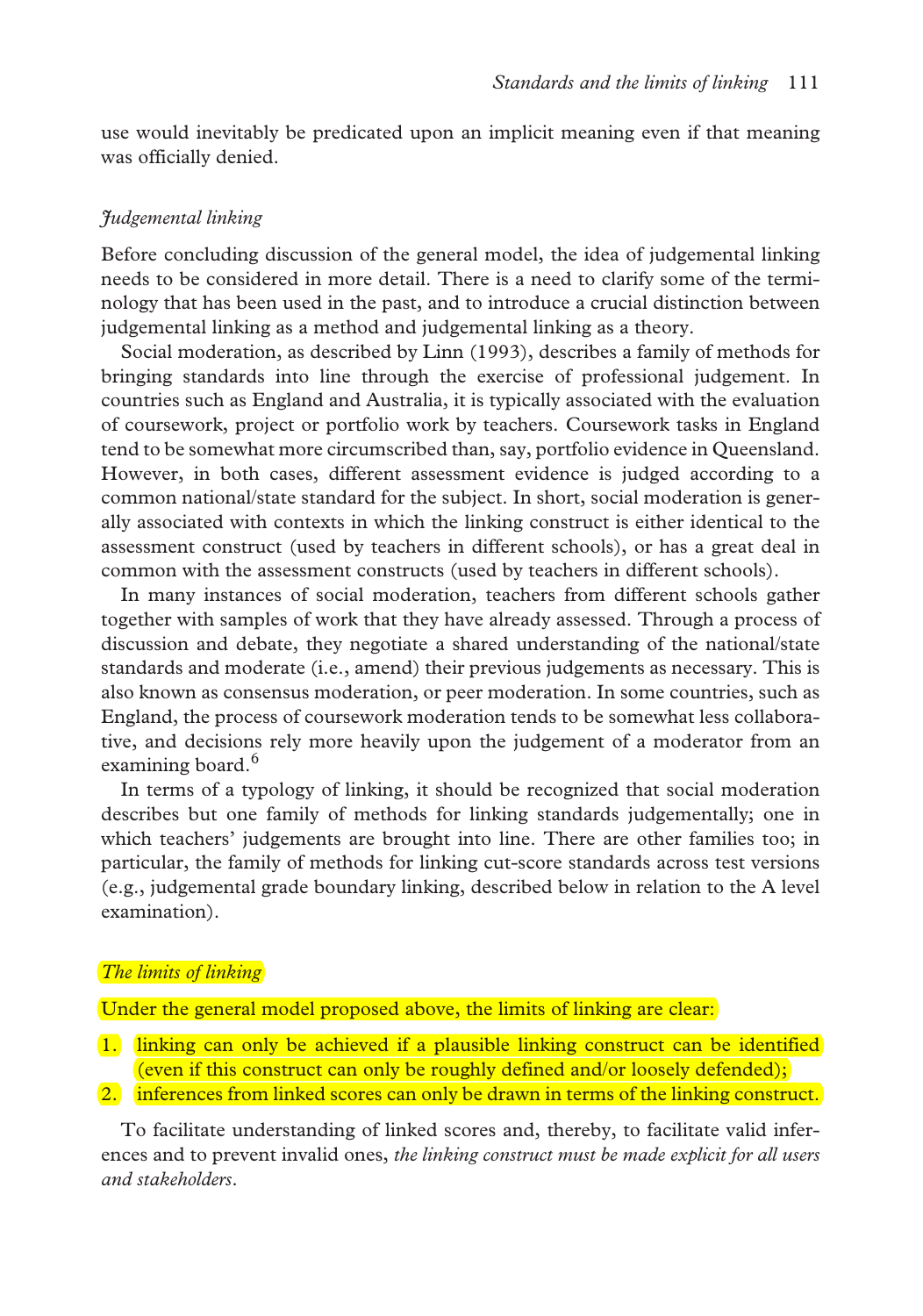use would inevitably be predicated upon an implicit meaning even if that meaning was officially denied.

### *Judgemental linking*

Before concluding discussion of the general model, the idea of judgemental linking needs to be considered in more detail. There is a need to clarify some of the terminology that has been used in the past, and to introduce a crucial distinction between judgemental linking as a method and judgemental linking as a theory.

Social moderation, as described by Linn (1993), describes a family of methods for bringing standards into line through the exercise of professional judgement. In countries such as England and Australia, it is typically associated with the evaluation of coursework, project or portfolio work by teachers. Coursework tasks in England tend to be somewhat more circumscribed than, say, portfolio evidence in Queensland. However, in both cases, different assessment evidence is judged according to a common national/state standard for the subject. In short, social moderation is generally associated with contexts in which the linking construct is either identical to the assessment construct (used by teachers in different schools), or has a great deal in common with the assessment constructs (used by teachers in different schools).

In many instances of social moderation, teachers from different schools gather together with samples of work that they have already assessed. Through a process of discussion and debate, they negotiate a shared understanding of the national/state standards and moderate (i.e., amend) their previous judgements as necessary. This is also known as consensus moderation, or peer moderation. In some countries, such as England, the process of coursework moderation tends to be somewhat less collaborative, and decisions rely more heavily upon the judgement of a moderator from an examining board.[6]

In terms of a typology of linking, it should be recognized that social moderation describes but one family of methods for linking standards judgementally; one in which teachers' judgements are brought into line. There are other families too; in particular, the family of methods for linking cut-score standards across test versions (e.g., judgemental grade boundary linking, described below in relation to the A level examination).

### *The limits of linking*

Under the general model proposed above, the limits of linking are clear:

1. linking can only be achieved if a plausible linking construct can be identified (even if this construct can only be roughly defined and/or loosely defended);
2. inferences from linked scores can only be drawn in terms of the linking construct.

To facilitate understanding of linked scores and, thereby, to facilitate valid inferences and to prevent invalid ones, *the linking construct must be made explicit for all users and stakeholders*.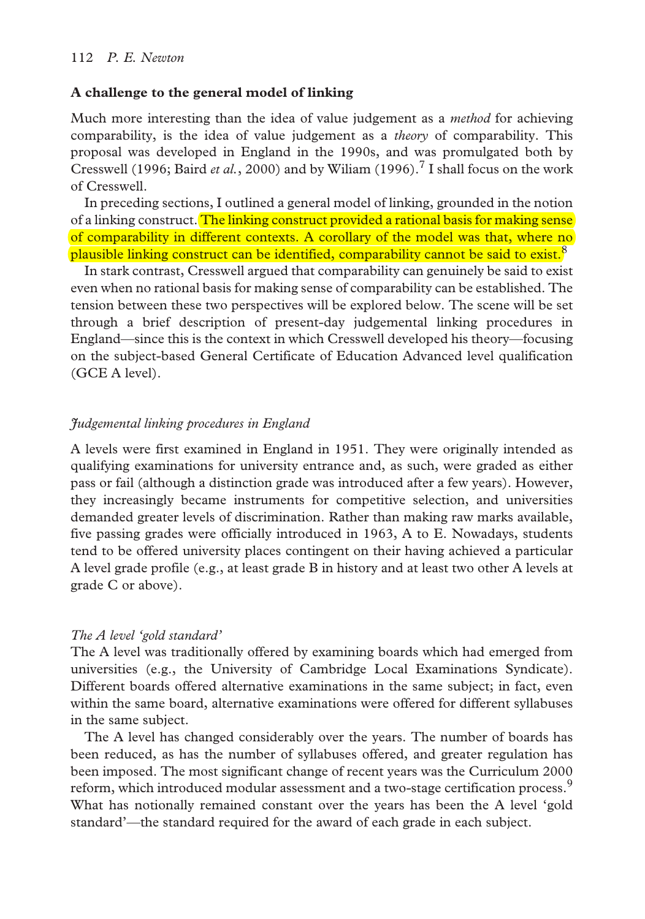## A challenge to the general model of linking

Much more interesting than the idea of value judgement as a *method* for achieving comparability, is the idea of value judgement as a *theory* of comparability. This proposal was developed in England in the 1990s, and was promulgated both by Cresswell (1996; Baird *et al.*, 2000) and by Wiliam (1996).[7] I shall focus on the work of Cresswell.

In preceding sections, I outlined a general model of linking, grounded in the notion of a linking construct. The linking construct provided a rational basis for making sense of comparability in different contexts. A corollary of the model was that, where no plausible linking construct can be identified, comparability cannot be said to exist.[8]

In stark contrast, Cresswell argued that comparability can genuinely be said to exist even when no rational basis for making sense of comparability can be established. The tension between these two perspectives will be explored below. The scene will be set through a brief description of present-day judgemental linking procedures in England—since this is the context in which Cresswell developed his theory—focusing on the subject-based General Certificate of Education Advanced level qualification (GCE A level).

### *Judgemental linking procedures in England*

A levels were first examined in England in 1951. They were originally intended as qualifying examinations for university entrance and, as such, were graded as either pass or fail (although a distinction grade was introduced after a few years). However, they increasingly became instruments for competitive selection, and universities demanded greater levels of discrimination. Rather than making raw marks available, five passing grades were officially introduced in 1963, A to E. Nowadays, students tend to be offered university places contingent on their having achieved a particular A level grade profile (e.g., at least grade B in history and at least two other A levels at grade C or above).

#### *The A level 'gold standard'*

The A level was traditionally offered by examining boards which had emerged from universities (e.g., the University of Cambridge Local Examinations Syndicate). Different boards offered alternative examinations in the same subject; in fact, even within the same board, alternative examinations were offered for different syllabuses in the same subject.

The A level has changed considerably over the years. The number of boards has been reduced, as has the number of syllabuses offered, and greater regulation has been imposed. The most significant change of recent years was the Curriculum 2000 reform, which introduced modular assessment and a two-stage certification process.[9] What has notionally remained constant over the years has been the A level 'gold standard'—the standard required for the award of each grade in each subject.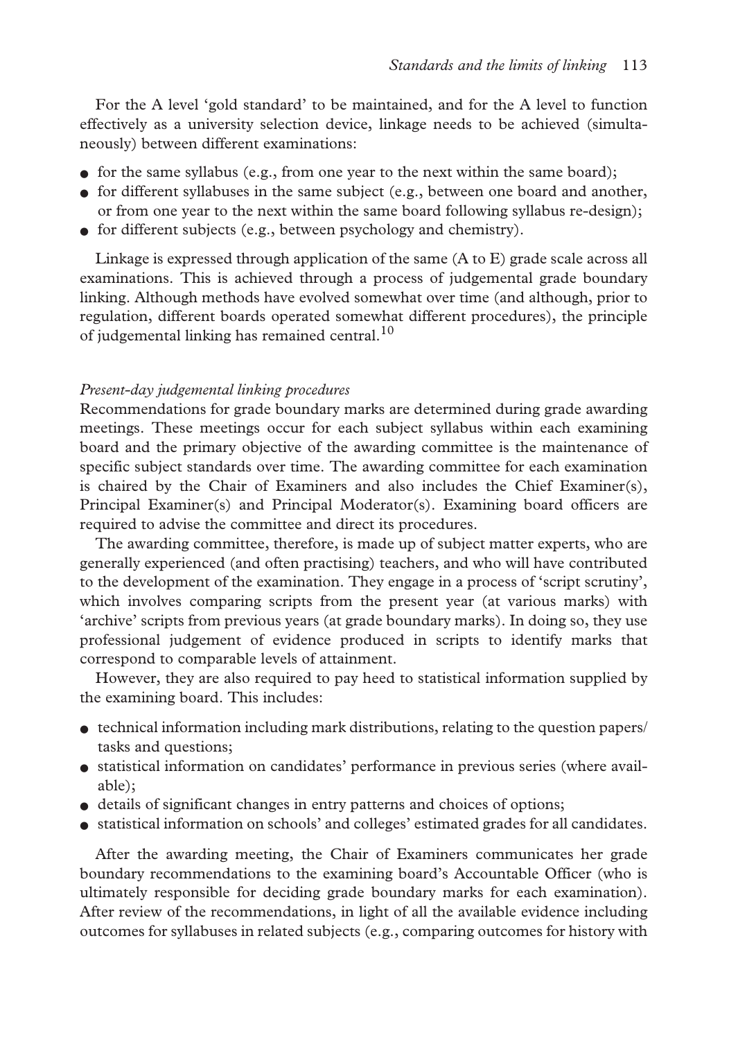For the A level 'gold standard' to be maintained, and for the A level to function effectively as a university selection device, linkage needs to be achieved (simultaneously) between different examinations:

- for the same syllabus (e.g., from one year to the next within the same board);
- for different syllabuses in the same subject (e.g., between one board and another, or from one year to the next within the same board following syllabus re-design);
- for different subjects (e.g., between psychology and chemistry).

Linkage is expressed through application of the same (A to E) grade scale across all examinations. This is achieved through a process of judgemental grade boundary linking. Although methods have evolved somewhat over time (and although, prior to regulation, different boards operated somewhat different procedures), the principle of judgemental linking has remained central.[10]

*Present-day judgemental linking procedures*

Recommendations for grade boundary marks are determined during grade awarding meetings. These meetings occur for each subject syllabus within each examining board and the primary objective of the awarding committee is the maintenance of specific subject standards over time. The awarding committee for each examination is chaired by the Chair of Examiners and also includes the Chief Examiner(s), Principal Examiner(s) and Principal Moderator(s). Examining board officers are required to advise the committee and direct its procedures.

The awarding committee, therefore, is made up of subject matter experts, who are generally experienced (and often practising) teachers, and who will have contributed to the development of the examination. They engage in a process of 'script scrutiny', which involves comparing scripts from the present year (at various marks) with 'archive' scripts from previous years (at grade boundary marks). In doing so, they use professional judgement of evidence produced in scripts to identify marks that correspond to comparable levels of attainment.

However, they are also required to pay heed to statistical information supplied by the examining board. This includes:

- technical information including mark distributions, relating to the question papers/tasks and questions;
- statistical information on candidates' performance in previous series (where available);
- details of significant changes in entry patterns and choices of options;
- statistical information on schools' and colleges' estimated grades for all candidates.

After the awarding meeting, the Chair of Examiners communicates her grade boundary recommendations to the examining board's Accountable Officer (who is ultimately responsible for deciding grade boundary marks for each examination). After review of the recommendations, in light of all the available evidence including outcomes for syllabuses in related subjects (e.g., comparing outcomes for history with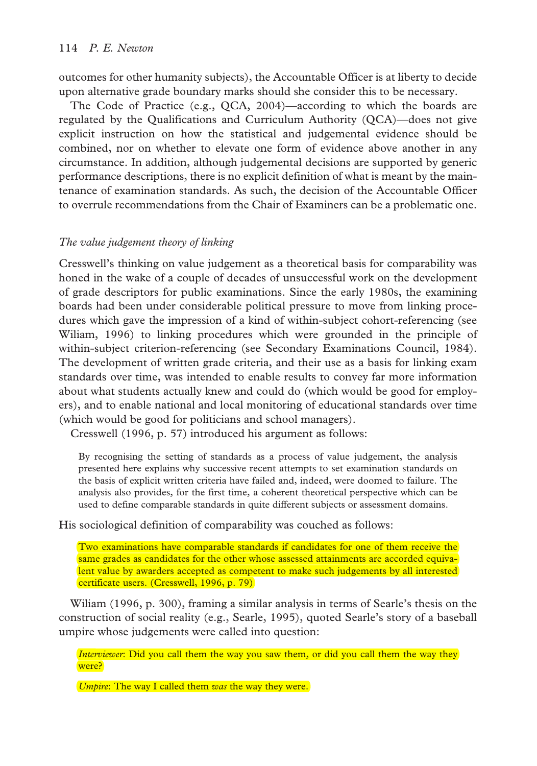outcomes for other humanity subjects), the Accountable Officer is at liberty to decide upon alternative grade boundary marks should she consider this to be necessary.

The Code of Practice (e.g., QCA, 2004)—according to which the boards are regulated by the Qualifications and Curriculum Authority (QCA)—does not give explicit instruction on how the statistical and judgemental evidence should be combined, nor on whether to elevate one form of evidence above another in any circumstance. In addition, although judgemental decisions are supported by generic performance descriptions, there is no explicit definition of what is meant by the maintenance of examination standards. As such, the decision of the Accountable Officer to overrule recommendations from the Chair of Examiners can be a problematic one.

### *The value judgement theory of linking*

Cresswell's thinking on value judgement as a theoretical basis for comparability was honed in the wake of a couple of decades of unsuccessful work on the development of grade descriptors for public examinations. Since the early 1980s, the examining boards had been under considerable political pressure to move from linking procedures which gave the impression of a kind of within-subject cohort-referencing (see Wiliam, 1996) to linking procedures which were grounded in the principle of within-subject criterion-referencing (see Secondary Examinations Council, 1984). The development of written grade criteria, and their use as a basis for linking exam standards over time, was intended to enable results to convey far more information about what students actually knew and could do (which would be good for employers), and to enable national and local monitoring of educational standards over time (which would be good for politicians and school managers).

Cresswell (1996, p. 57) introduced his argument as follows:

> By recognising the setting of standards as a process of value judgement, the analysis presented here explains why successive recent attempts to set examination standards on the basis of explicit written criteria have failed and, indeed, were doomed to failure. The analysis also provides, for the first time, a coherent theoretical perspective which can be used to define comparable standards in quite different subjects or assessment domains.

His sociological definition of comparability was couched as follows:

> Two examinations have comparable standards if candidates for one of them receive the same grades as candidates for the other whose assessed attainments are accorded equivalent value by awarders accepted as competent to make such judgements by all interested certificate users. (Cresswell, 1996, p. 79)

Wiliam (1996, p. 300), framing a similar analysis in terms of Searle's thesis on the construction of social reality (e.g., Searle, 1995), quoted Searle's story of a baseball umpire whose judgements were called into question:

> *Interviewer*: Did you call them the way you saw them, or did you call them the way they were?
>
> *Umpire*: The way I called them *was* the way they were.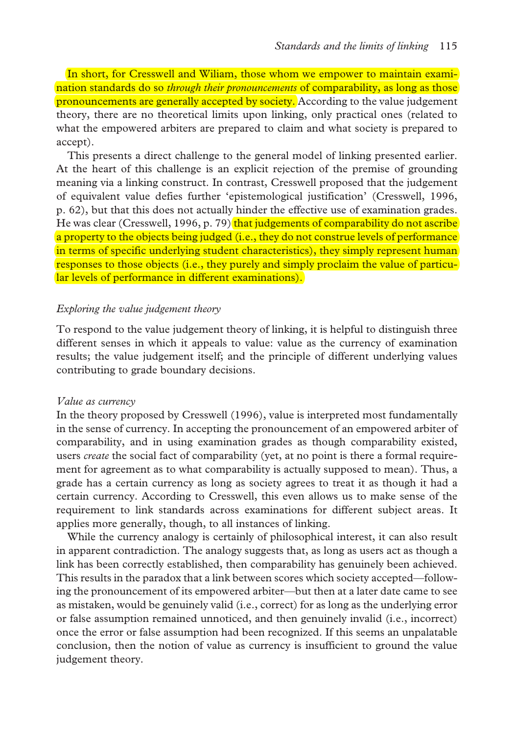In short, for Cresswell and Wiliam, those whom we empower to maintain examination standards do so *through their pronouncements* of comparability, as long as those pronouncements are generally accepted by society. According to the value judgement theory, there are no theoretical limits upon linking, only practical ones (related to what the empowered arbiters are prepared to claim and what society is prepared to accept).

This presents a direct challenge to the general model of linking presented earlier. At the heart of this challenge is an explicit rejection of the premise of grounding meaning via a linking construct. In contrast, Cresswell proposed that the judgement of equivalent value defies further 'epistemological justification' (Cresswell, 1996, p. 62), but that this does not actually hinder the effective use of examination grades. He was clear (Cresswell, 1996, p. 79) that judgements of comparability do not ascribe a property to the objects being judged (i.e., they do not construe levels of performance in terms of specific underlying student characteristics), they simply represent human responses to those objects (i.e., they purely and simply proclaim the value of particular levels of performance in different examinations).

### *Exploring the value judgement theory*

To respond to the value judgement theory of linking, it is helpful to distinguish three different senses in which it appeals to value: value as the currency of examination results; the value judgement itself; and the principle of different underlying values contributing to grade boundary decisions.

#### *Value as currency*

In the theory proposed by Cresswell (1996), value is interpreted most fundamentally in the sense of currency. In accepting the pronouncement of an empowered arbiter of comparability, and in using examination grades as though comparability existed, users *create* the social fact of comparability (yet, at no point is there a formal requirement for agreement as to what comparability is actually supposed to mean). Thus, a grade has a certain currency as long as society agrees to treat it as though it had a certain currency. According to Cresswell, this even allows us to make sense of the requirement to link standards across examinations for different subject areas. It applies more generally, though, to all instances of linking.

While the currency analogy is certainly of philosophical interest, it can also result in apparent contradiction. The analogy suggests that, as long as users act as though a link has been correctly established, then comparability has genuinely been achieved. This results in the paradox that a link between scores which society accepted—following the pronouncement of its empowered arbiter—but then at a later date came to see as mistaken, would be genuinely valid (i.e., correct) for as long as the underlying error or false assumption remained unnoticed, and then genuinely invalid (i.e., incorrect) once the error or false assumption had been recognized. If this seems an unpalatable conclusion, then the notion of value as currency is insufficient to ground the value judgement theory.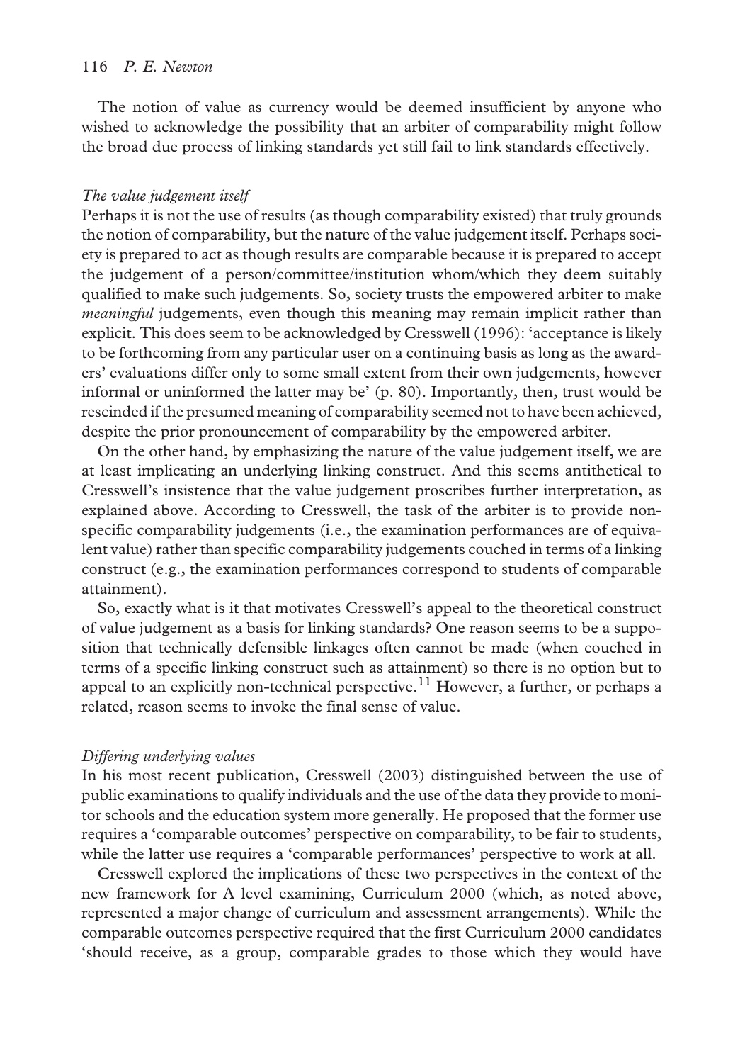The notion of value as currency would be deemed insufficient by anyone who wished to acknowledge the possibility that an arbiter of comparability might follow the broad due process of linking standards yet still fail to link standards effectively.

*The value judgement itself*

Perhaps it is not the use of results (as though comparability existed) that truly grounds the notion of comparability, but the nature of the value judgement itself. Perhaps society is prepared to act as though results are comparable because it is prepared to accept the judgement of a person/committee/institution whom/which they deem suitably qualified to make such judgements. So, society trusts the empowered arbiter to make *meaningful* judgements, even though this meaning may remain implicit rather than explicit. This does seem to be acknowledged by Cresswell (1996): 'acceptance is likely to be forthcoming from any particular user on a continuing basis as long as the awarders' evaluations differ only to some small extent from their own judgements, however informal or uninformed the latter may be' (p. 80). Importantly, then, trust would be rescinded if the presumed meaning of comparability seemed not to have been achieved, despite the prior pronouncement of comparability by the empowered arbiter.

On the other hand, by emphasizing the nature of the value judgement itself, we are at least implicating an underlying linking construct. And this seems antithetical to Cresswell's insistence that the value judgement proscribes further interpretation, as explained above. According to Cresswell, the task of the arbiter is to provide non-specific comparability judgements (i.e., the examination performances are of equivalent value) rather than specific comparability judgements couched in terms of a linking construct (e.g., the examination performances correspond to students of comparable attainment).

So, exactly what is it that motivates Cresswell's appeal to the theoretical construct of value judgement as a basis for linking standards? One reason seems to be a supposition that technically defensible linkages often cannot be made (when couched in terms of a specific linking construct such as attainment) so there is no option but to appeal to an explicitly non-technical perspective.[11] However, a further, or perhaps a related, reason seems to invoke the final sense of value.

*Differing underlying values*

In his most recent publication, Cresswell (2003) distinguished between the use of public examinations to qualify individuals and the use of the data they provide to monitor schools and the education system more generally. He proposed that the former use requires a 'comparable outcomes' perspective on comparability, to be fair to students, while the latter use requires a 'comparable performances' perspective to work at all.

Cresswell explored the implications of these two perspectives in the context of the new framework for A level examining, Curriculum 2000 (which, as noted above, represented a major change of curriculum and assessment arrangements). While the comparable outcomes perspective required that the first Curriculum 2000 candidates 'should receive, as a group, comparable grades to those which they would have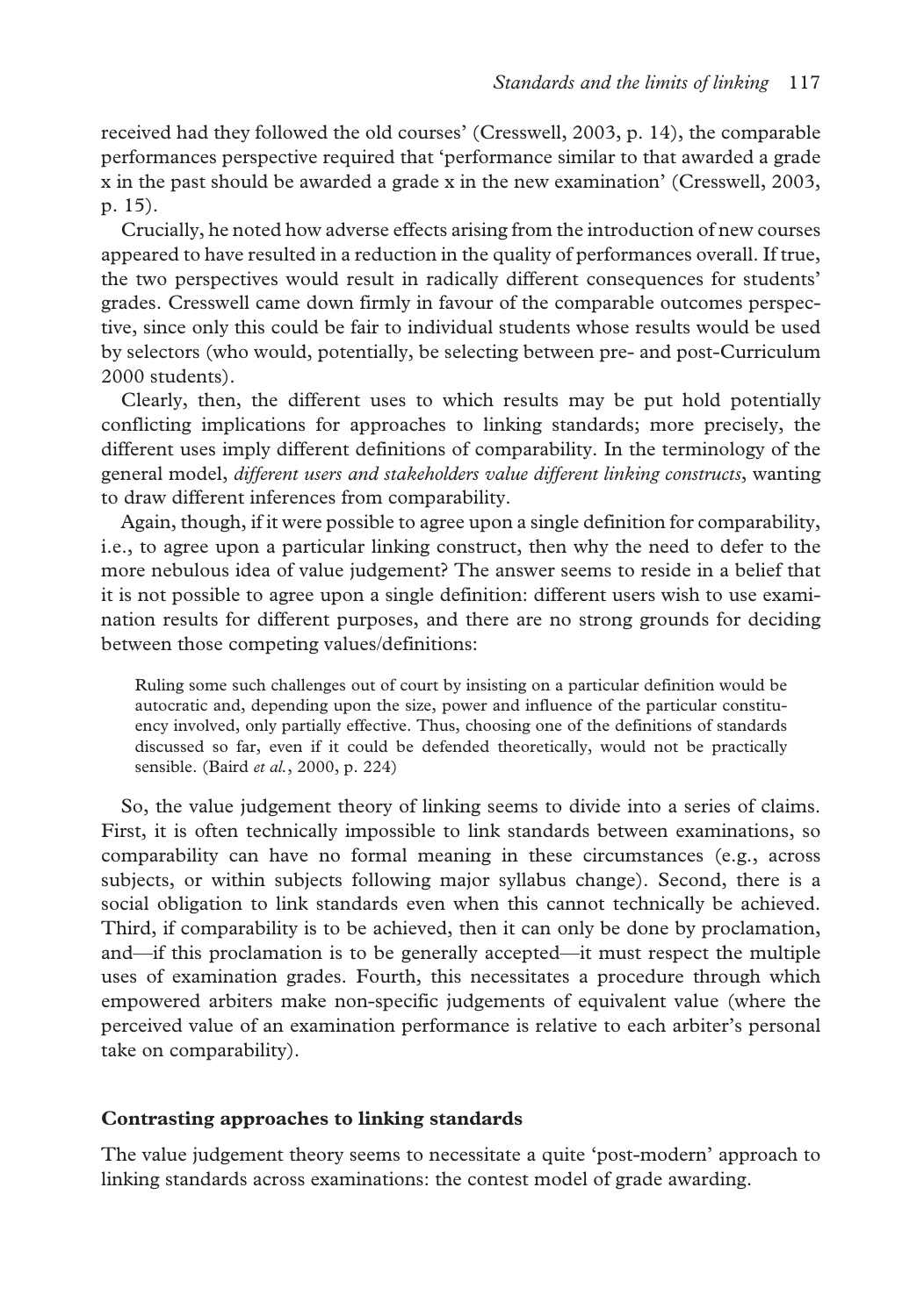received had they followed the old courses' (Cresswell, 2003, p. 14), the comparable performances perspective required that 'performance similar to that awarded a grade x in the past should be awarded a grade x in the new examination' (Cresswell, 2003, p. 15).

Crucially, he noted how adverse effects arising from the introduction of new courses appeared to have resulted in a reduction in the quality of performances overall. If true, the two perspectives would result in radically different consequences for students' grades. Cresswell came down firmly in favour of the comparable outcomes perspective, since only this could be fair to individual students whose results would be used by selectors (who would, potentially, be selecting between pre- and post-Curriculum 2000 students).

Clearly, then, the different uses to which results may be put hold potentially conflicting implications for approaches to linking standards; more precisely, the different uses imply different definitions of comparability. In the terminology of the general model, *different users and stakeholders value different linking constructs*, wanting to draw different inferences from comparability.

Again, though, if it were possible to agree upon a single definition for comparability, i.e., to agree upon a particular linking construct, then why the need to defer to the more nebulous idea of value judgement? The answer seems to reside in a belief that it is not possible to agree upon a single definition: different users wish to use examination results for different purposes, and there are no strong grounds for deciding between those competing values/definitions:

> Ruling some such challenges out of court by insisting on a particular definition would be autocratic and, depending upon the size, power and influence of the particular constituency involved, only partially effective. Thus, choosing one of the definitions of standards discussed so far, even if it could be defended theoretically, would not be practically sensible. (Baird *et al.*, 2000, p. 224)

So, the value judgement theory of linking seems to divide into a series of claims. First, it is often technically impossible to link standards between examinations, so comparability can have no formal meaning in these circumstances (e.g., across subjects, or within subjects following major syllabus change). Second, there is a social obligation to link standards even when this cannot technically be achieved. Third, if comparability is to be achieved, then it can only be done by proclamation, and—if this proclamation is to be generally accepted—it must respect the multiple uses of examination grades. Fourth, this necessitates a procedure through which empowered arbiters make non-specific judgements of equivalent value (where the perceived value of an examination performance is relative to each arbiter's personal take on comparability).

### Contrasting approaches to linking standards

The value judgement theory seems to necessitate a quite 'post-modern' approach to linking standards across examinations: the contest model of grade awarding.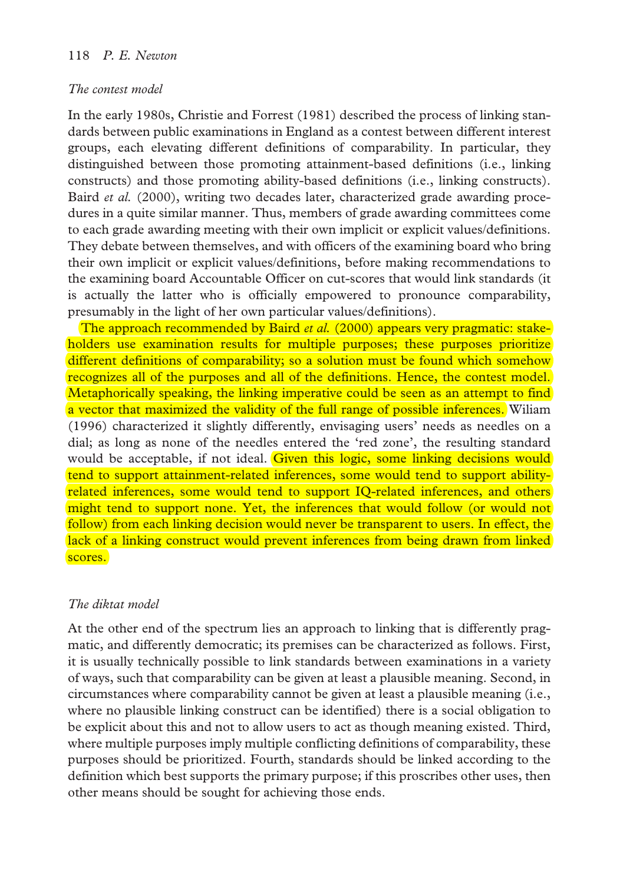*The contest model*

In the early 1980s, Christie and Forrest (1981) described the process of linking standards between public examinations in England as a contest between different interest groups, each elevating different definitions of comparability. In particular, they distinguished between those promoting attainment-based definitions (i.e., linking constructs) and those promoting ability-based definitions (i.e., linking constructs). Baird *et al.* (2000), writing two decades later, characterized grade awarding procedures in a quite similar manner. Thus, members of grade awarding committees come to each grade awarding meeting with their own implicit or explicit values/definitions. They debate between themselves, and with officers of the examining board who bring their own implicit or explicit values/definitions, before making recommendations to the examining board Accountable Officer on cut-scores that would link standards (it is actually the latter who is officially empowered to pronounce comparability, presumably in the light of her own particular values/definitions).

The approach recommended by Baird *et al.* (2000) appears very pragmatic: stakeholders use examination results for multiple purposes; these purposes prioritize different definitions of comparability; so a solution must be found which somehow recognizes all of the purposes and all of the definitions. Hence, the contest model. Metaphorically speaking, the linking imperative could be seen as an attempt to find a vector that maximized the validity of the full range of possible inferences. Wiliam (1996) characterized it slightly differently, envisaging users' needs as needles on a dial; as long as none of the needles entered the 'red zone', the resulting standard would be acceptable, if not ideal. Given this logic, some linking decisions would tend to support attainment-related inferences, some would tend to support ability-related inferences, some would tend to support IQ-related inferences, and others might tend to support none. Yet, the inferences that would follow (or would not follow) from each linking decision would never be transparent to users. In effect, the lack of a linking construct would prevent inferences from being drawn from linked scores.

*The diktat model*

At the other end of the spectrum lies an approach to linking that is differently pragmatic, and differently democratic; its premises can be characterized as follows. First, it is usually technically possible to link standards between examinations in a variety of ways, such that comparability can be given at least a plausible meaning. Second, in circumstances where comparability cannot be given at least a plausible meaning (i.e., where no plausible linking construct can be identified) there is a social obligation to be explicit about this and not to allow users to act as though meaning existed. Third, where multiple purposes imply multiple conflicting definitions of comparability, these purposes should be prioritized. Fourth, standards should be linked according to the definition which best supports the primary purpose; if this proscribes other uses, then other means should be sought for achieving those ends.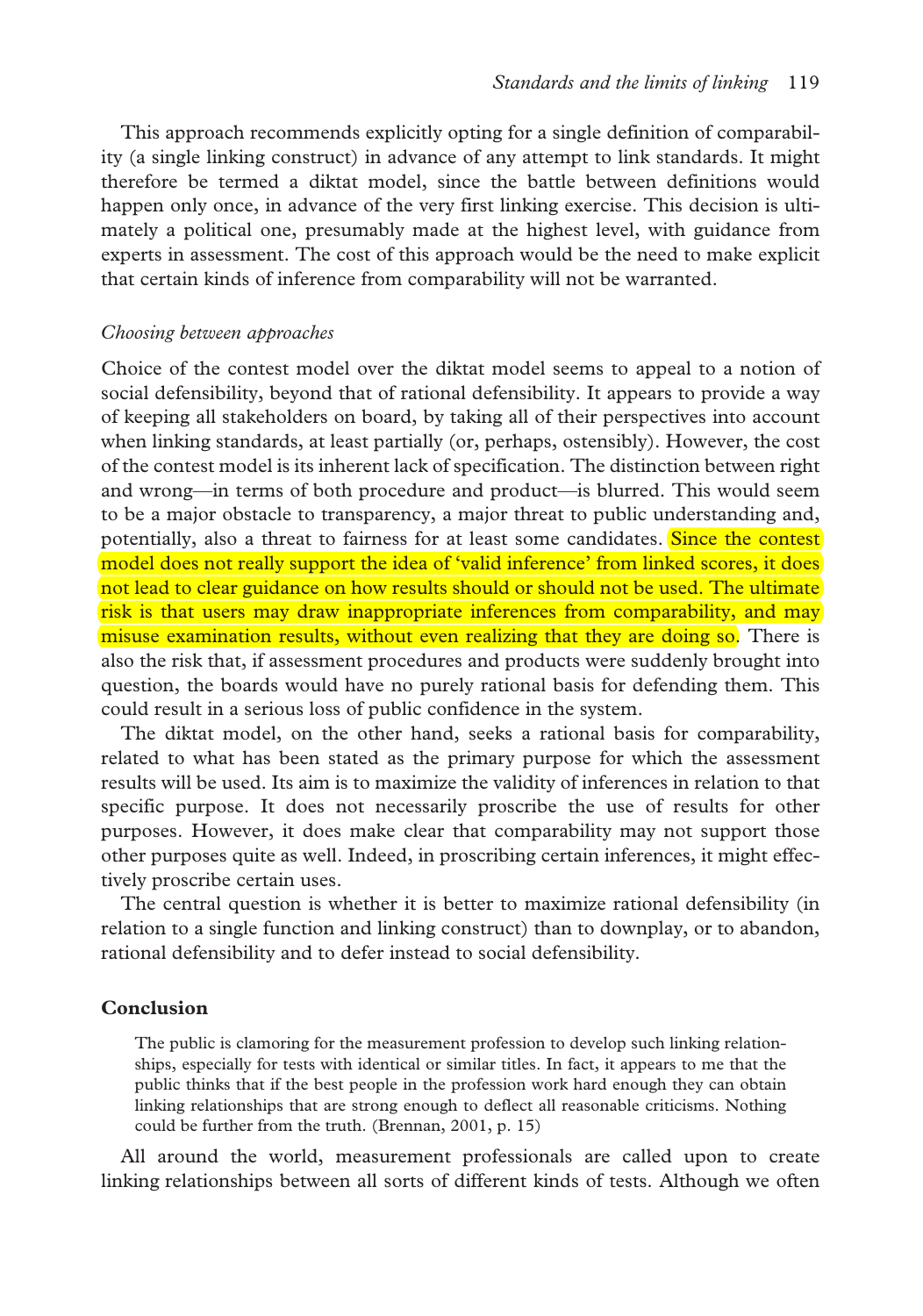This approach recommends explicitly opting for a single definition of comparability (a single linking construct) in advance of any attempt to link standards. It might therefore be termed a diktat model, since the battle between definitions would happen only once, in advance of the very first linking exercise. This decision is ultimately a political one, presumably made at the highest level, with guidance from experts in assessment. The cost of this approach would be the need to make explicit that certain kinds of inference from comparability will not be warranted.

*Choosing between approaches*

Choice of the contest model over the diktat model seems to appeal to a notion of social defensibility, beyond that of rational defensibility. It appears to provide a way of keeping all stakeholders on board, by taking all of their perspectives into account when linking standards, at least partially (or, perhaps, ostensibly). However, the cost of the contest model is its inherent lack of specification. The distinction between right and wrong—in terms of both procedure and product—is blurred. This would seem to be a major obstacle to transparency, a major threat to public understanding and, potentially, also a threat to fairness for at least some candidates. Since the contest model does not really support the idea of 'valid inference' from linked scores, it does not lead to clear guidance on how results should or should not be used. The ultimate risk is that users may draw inappropriate inferences from comparability, and may misuse examination results, without even realizing that they are doing so. There is also the risk that, if assessment procedures and products were suddenly brought into question, the boards would have no purely rational basis for defending them. This could result in a serious loss of public confidence in the system.

The diktat model, on the other hand, seeks a rational basis for comparability, related to what has been stated as the primary purpose for which the assessment results will be used. Its aim is to maximize the validity of inferences in relation to that specific purpose. It does not necessarily proscribe the use of results for other purposes. However, it does make clear that comparability may not support those other purposes quite as well. Indeed, in proscribing certain inferences, it might effectively proscribe certain uses.

The central question is whether it is better to maximize rational defensibility (in relation to a single function and linking construct) than to downplay, or to abandon, rational defensibility and to defer instead to social defensibility.

## Conclusion

> The public is clamoring for the measurement profession to develop such linking relationships, especially for tests with identical or similar titles. In fact, it appears to me that the public thinks that if the best people in the profession work hard enough they can obtain linking relationships that are strong enough to deflect all reasonable criticisms. Nothing could be further from the truth. (Brennan, 2001, p. 15)

All around the world, measurement professionals are called upon to create linking relationships between all sorts of different kinds of tests. Although we often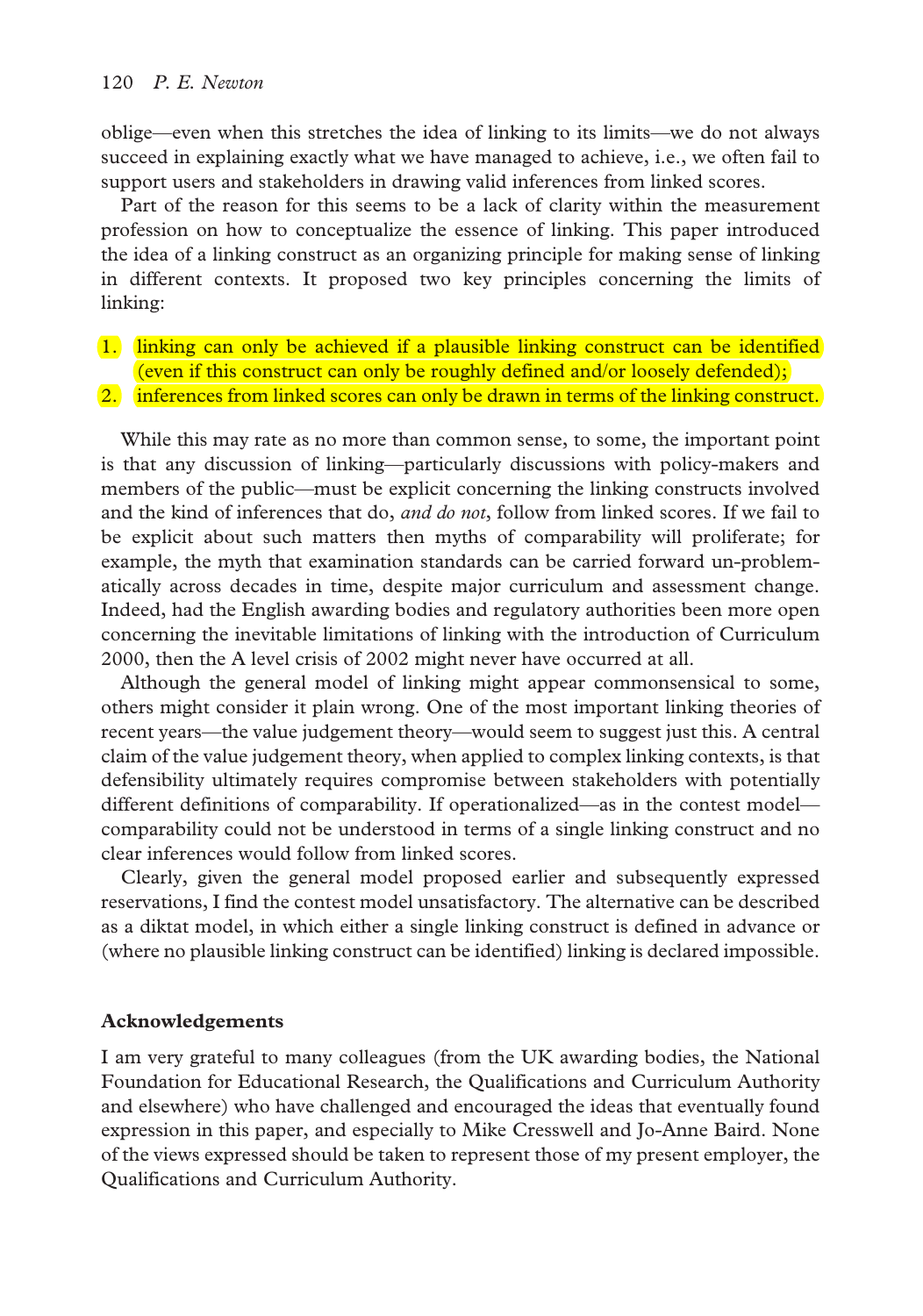oblige—even when this stretches the idea of linking to its limits—we do not always succeed in explaining exactly what we have managed to achieve, i.e., we often fail to support users and stakeholders in drawing valid inferences from linked scores.

Part of the reason for this seems to be a lack of clarity within the measurement profession on how to conceptualize the essence of linking. This paper introduced the idea of a linking construct as an organizing principle for making sense of linking in different contexts. It proposed two key principles concerning the limits of linking:

1. linking can only be achieved if a plausible linking construct can be identified (even if this construct can only be roughly defined and/or loosely defended);
2. inferences from linked scores can only be drawn in terms of the linking construct.

While this may rate as no more than common sense, to some, the important point is that any discussion of linking—particularly discussions with policy-makers and members of the public—must be explicit concerning the linking constructs involved and the kind of inferences that do, *and do not*, follow from linked scores. If we fail to be explicit about such matters then myths of comparability will proliferate; for example, the myth that examination standards can be carried forward un-problematically across decades in time, despite major curriculum and assessment change. Indeed, had the English awarding bodies and regulatory authorities been more open concerning the inevitable limitations of linking with the introduction of Curriculum 2000, then the A level crisis of 2002 might never have occurred at all.

Although the general model of linking might appear commonsensical to some, others might consider it plain wrong. One of the most important linking theories of recent years—the value judgement theory—would seem to suggest just this. A central claim of the value judgement theory, when applied to complex linking contexts, is that defensibility ultimately requires compromise between stakeholders with potentially different definitions of comparability. If operationalized—as in the contest model—comparability could not be understood in terms of a single linking construct and no clear inferences would follow from linked scores.

Clearly, given the general model proposed earlier and subsequently expressed reservations, I find the contest model unsatisfactory. The alternative can be described as a diktat model, in which either a single linking construct is defined in advance or (where no plausible linking construct can be identified) linking is declared impossible.

## Acknowledgements

I am very grateful to many colleagues (from the UK awarding bodies, the National Foundation for Educational Research, the Qualifications and Curriculum Authority and elsewhere) who have challenged and encouraged the ideas that eventually found expression in this paper, and especially to Mike Cresswell and Jo-Anne Baird. None of the views expressed should be taken to represent those of my present employer, the Qualifications and Curriculum Authority.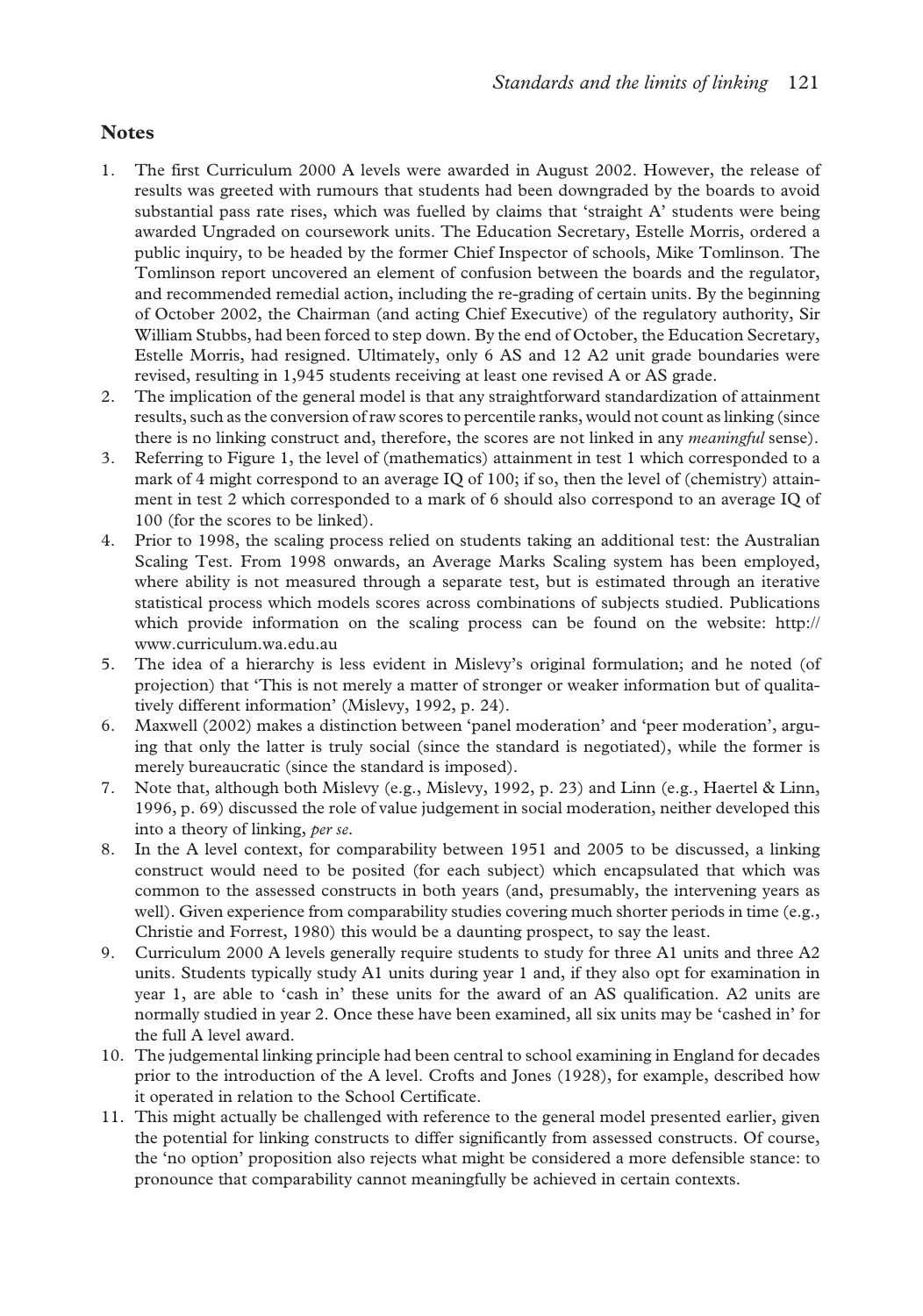## Notes

1. The first Curriculum 2000 A levels were awarded in August 2002. However, the release of results was greeted with rumours that students had been downgraded by the boards to avoid substantial pass rate rises, which was fuelled by claims that 'straight A' students were being awarded Ungraded on coursework units. The Education Secretary, Estelle Morris, ordered a public inquiry, to be headed by the former Chief Inspector of schools, Mike Tomlinson. The Tomlinson report uncovered an element of confusion between the boards and the regulator, and recommended remedial action, including the re-grading of certain units. By the beginning of October 2002, the Chairman (and acting Chief Executive) of the regulatory authority, Sir William Stubbs, had been forced to step down. By the end of October, the Education Secretary, Estelle Morris, had resigned. Ultimately, only 6 AS and 12 A2 unit grade boundaries were revised, resulting in 1,945 students receiving at least one revised A or AS grade.
2. The implication of the general model is that any straightforward standardization of attainment results, such as the conversion of raw scores to percentile ranks, would not count as linking (since there is no linking construct and, therefore, the scores are not linked in any *meaningful* sense).
3. Referring to Figure 1, the level of (mathematics) attainment in test 1 which corresponded to a mark of 4 might correspond to an average IQ of 100; if so, then the level of (chemistry) attainment in test 2 which corresponded to a mark of 6 should also correspond to an average IQ of 100 (for the scores to be linked).
4. Prior to 1998, the scaling process relied on students taking an additional test: the Australian Scaling Test. From 1998 onwards, an Average Marks Scaling system has been employed, where ability is not measured through a separate test, but is estimated through an iterative statistical process which models scores across combinations of subjects studied. Publications which provide information on the scaling process can be found on the website: http://www.curriculum.wa.edu.au
5. The idea of a hierarchy is less evident in Mislevy's original formulation; and he noted (of projection) that 'This is not merely a matter of stronger or weaker information but of qualitatively different information' (Mislevy, 1992, p. 24).
6. Maxwell (2002) makes a distinction between 'panel moderation' and 'peer moderation', arguing that only the latter is truly social (since the standard is negotiated), while the former is merely bureaucratic (since the standard is imposed).
7. Note that, although both Mislevy (e.g., Mislevy, 1992, p. 23) and Linn (e.g., Haertel & Linn, 1996, p. 69) discussed the role of value judgement in social moderation, neither developed this into a theory of linking, *per se*.
8. In the A level context, for comparability between 1951 and 2005 to be discussed, a linking construct would need to be posited (for each subject) which encapsulated that which was common to the assessed constructs in both years (and, presumably, the intervening years as well). Given experience from comparability studies covering much shorter periods in time (e.g., Christie and Forrest, 1980) this would be a daunting prospect, to say the least.
9. Curriculum 2000 A levels generally require students to study for three A1 units and three A2 units. Students typically study A1 units during year 1 and, if they also opt for examination in year 1, are able to 'cash in' these units for the award of an AS qualification. A2 units are normally studied in year 2. Once these have been examined, all six units may be 'cashed in' for the full A level award.
10. The judgemental linking principle had been central to school examining in England for decades prior to the introduction of the A level. Crofts and Jones (1928), for example, described how it operated in relation to the School Certificate.
11. This might actually be challenged with reference to the general model presented earlier, given the potential for linking constructs to differ significantly from assessed constructs. Of course, the 'no option' proposition also rejects what might be considered a more defensible stance: to pronounce that comparability cannot meaningfully be achieved in certain contexts.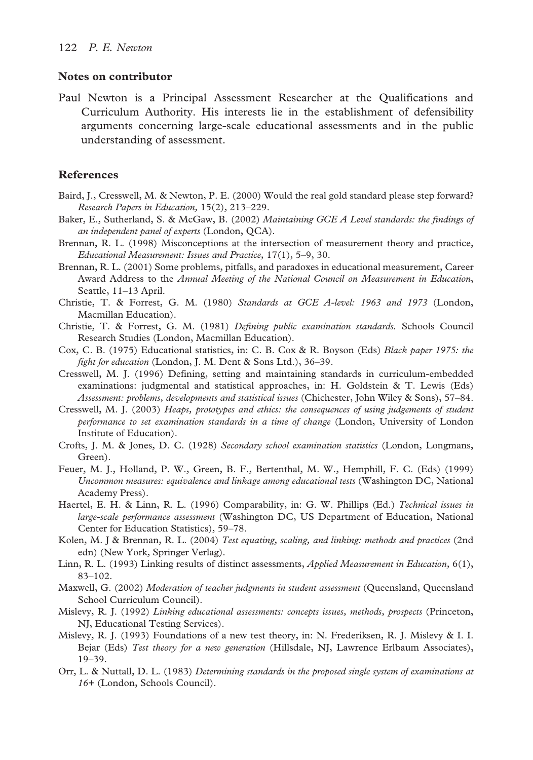## Notes on contributor

Paul Newton is a Principal Assessment Researcher at the Qualifications and Curriculum Authority. His interests lie in the establishment of defensibility arguments concerning large-scale educational assessments and in the public understanding of assessment.

## References

Baird, J., Cresswell, M. & Newton, P. E. (2000) Would the real gold standard please step forward? *Research Papers in Education,* 15(2), 213–229.

Baker, E., Sutherland, S. & McGaw, B. (2002) *Maintaining GCE A Level standards: the findings of an independent panel of experts* (London, QCA).

Brennan, R. L. (1998) Misconceptions at the intersection of measurement theory and practice, *Educational Measurement: Issues and Practice,* 17(1), 5–9, 30.

Brennan, R. L. (2001) Some problems, pitfalls, and paradoxes in educational measurement, Career Award Address to the *Annual Meeting of the National Council on Measurement in Education*, Seattle, 11–13 April.

Christie, T. & Forrest, G. M. (1980) *Standards at GCE A-level: 1963 and 1973* (London, Macmillan Education).

Christie, T. & Forrest, G. M. (1981) *Defining public examination standards.* Schools Council Research Studies (London, Macmillan Education).

Cox, C. B. (1975) Educational statistics, in: C. B. Cox & R. Boyson (Eds) *Black paper 1975: the fight for education* (London, J. M. Dent & Sons Ltd.), 36–39.

Cresswell, M. J. (1996) Defining, setting and maintaining standards in curriculum-embedded examinations: judgmental and statistical approaches, in: H. Goldstein & T. Lewis (Eds) *Assessment: problems, developments and statistical issues* (Chichester, John Wiley & Sons), 57–84.

Cresswell, M. J. (2003) *Heaps, prototypes and ethics: the consequences of using judgements of student performance to set examination standards in a time of change* (London, University of London Institute of Education).

Crofts, J. M. & Jones, D. C. (1928) *Secondary school examination statistics* (London, Longmans, Green).

Feuer, M. J., Holland, P. W., Green, B. F., Bertenthal, M. W., Hemphill, F. C. (Eds) (1999) *Uncommon measures: equivalence and linkage among educational tests* (Washington DC, National Academy Press).

Haertel, E. H. & Linn, R. L. (1996) Comparability, in: G. W. Phillips (Ed.) *Technical issues in large-scale performance assessment* (Washington DC, US Department of Education, National Center for Education Statistics), 59–78.

Kolen, M. J & Brennan, R. L. (2004) *Test equating, scaling, and linking: methods and practices* (2nd edn) (New York, Springer Verlag).

Linn, R. L. (1993) Linking results of distinct assessments, *Applied Measurement in Education,* 6(1), 83–102.

Maxwell, G. (2002) *Moderation of teacher judgments in student assessment* (Queensland, Queensland School Curriculum Council).

Mislevy, R. J. (1992) *Linking educational assessments: concepts issues, methods, prospects* (Princeton, NJ, Educational Testing Services).

Mislevy, R. J. (1993) Foundations of a new test theory, in: N. Frederiksen, R. J. Mislevy & I. I. Bejar (Eds) *Test theory for a new generation* (Hillsdale, NJ, Lawrence Erlbaum Associates), 19–39.

Orr, L. & Nuttall, D. L. (1983) *Determining standards in the proposed single system of examinations at 16+* (London, Schools Council).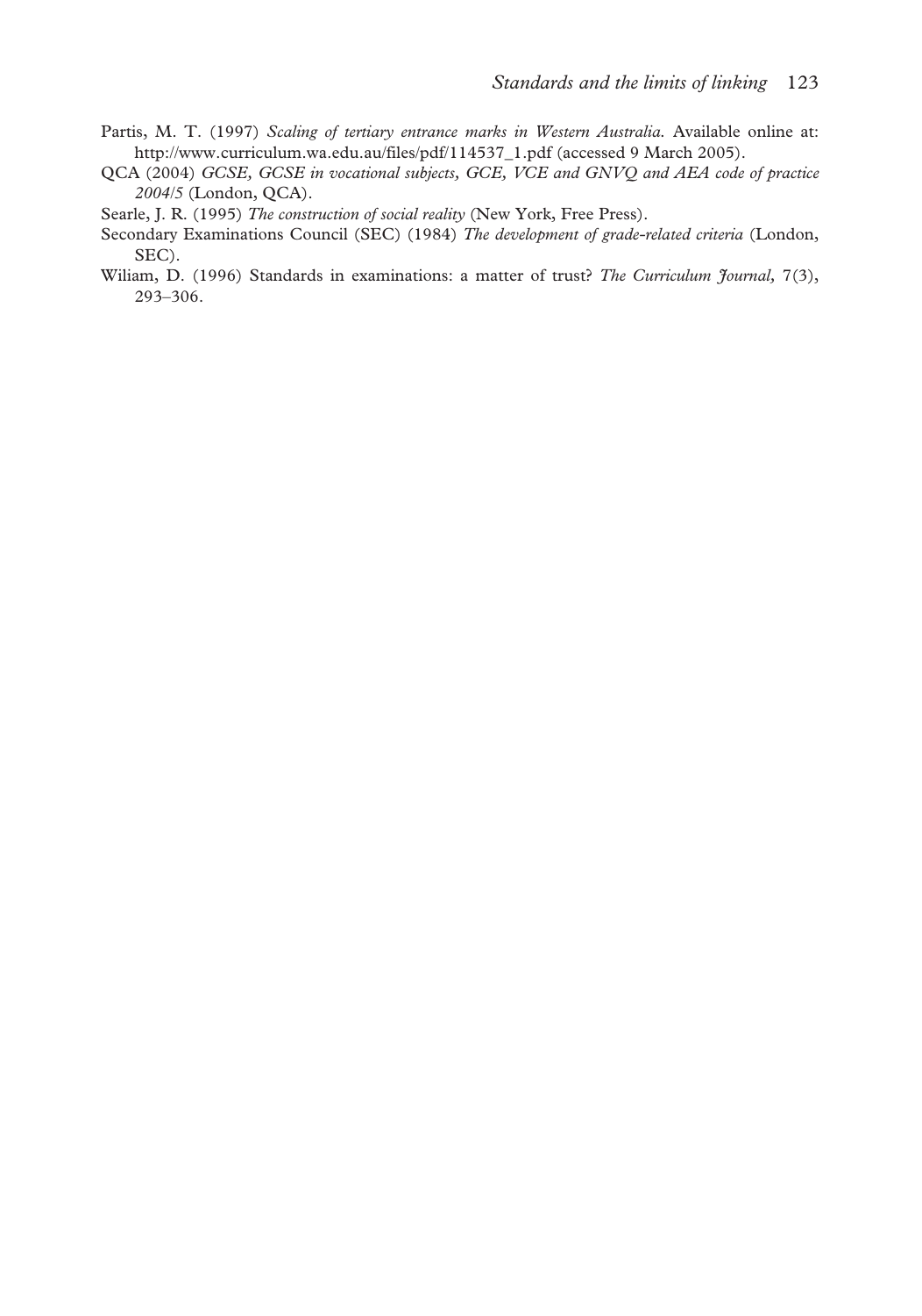Partis, M. T. (1997) *Scaling of tertiary entrance marks in Western Australia.* Available online at: http://www.curriculum.wa.edu.au/files/pdf/114537_1.pdf (accessed 9 March 2005).

QCA (2004) *GCSE, GCSE in vocational subjects, GCE, VCE and GNVQ and AEA code of practice 2004/5* (London, QCA).

Searle, J. R. (1995) *The construction of social reality* (New York, Free Press).

Secondary Examinations Council (SEC) (1984) *The development of grade-related criteria* (London, SEC).

Wiliam, D. (1996) Standards in examinations: a matter of trust? *The Curriculum Journal*, 7(3), 293–306.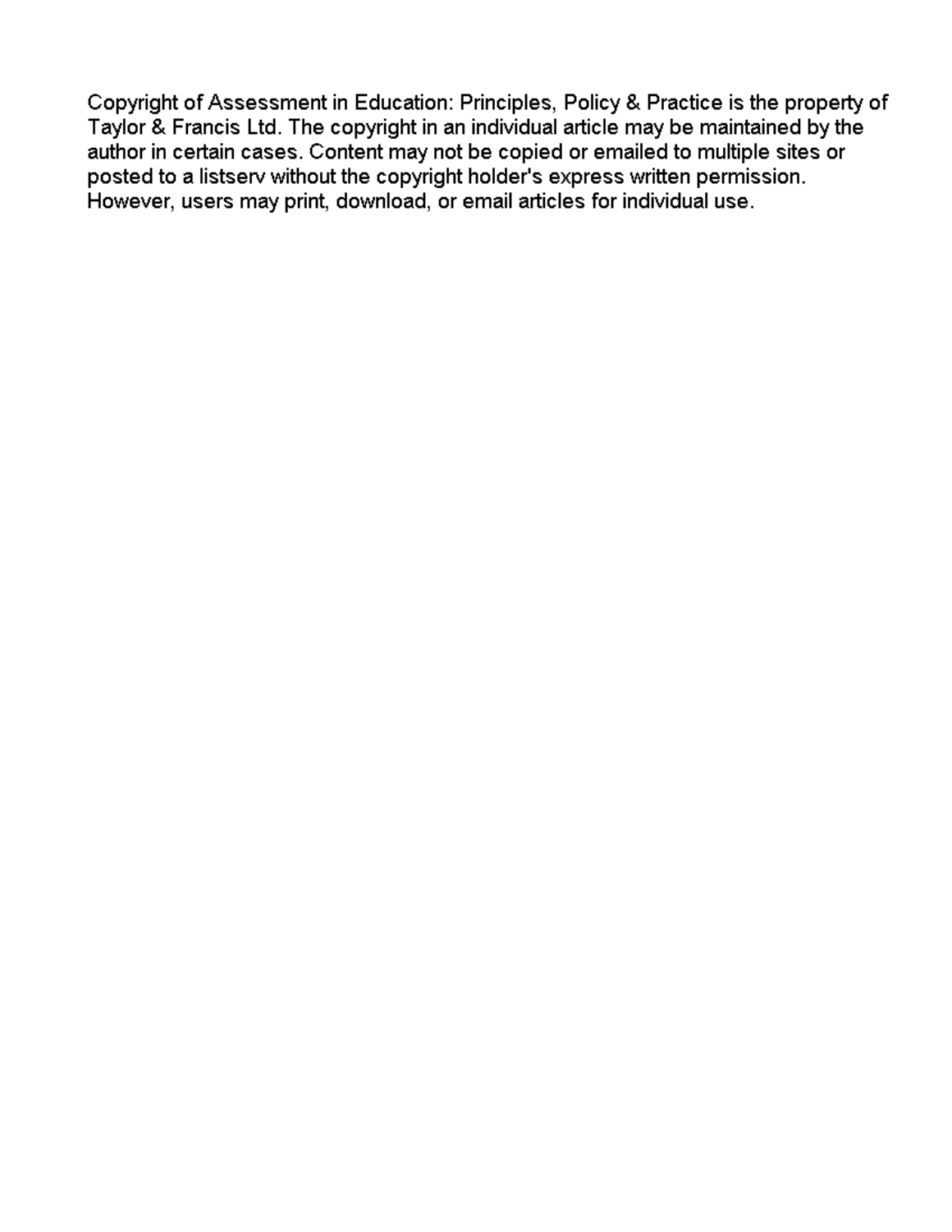Copyright of Assessment in Education: Principles, Policy & Practice is the property of Taylor & Francis Ltd. The copyright in an individual article may be maintained by the author in certain cases. Content may not be copied or emailed to multiple sites or posted to a listserv without the copyright holder's express written permission. However, users may print, download, or email articles for individual use.